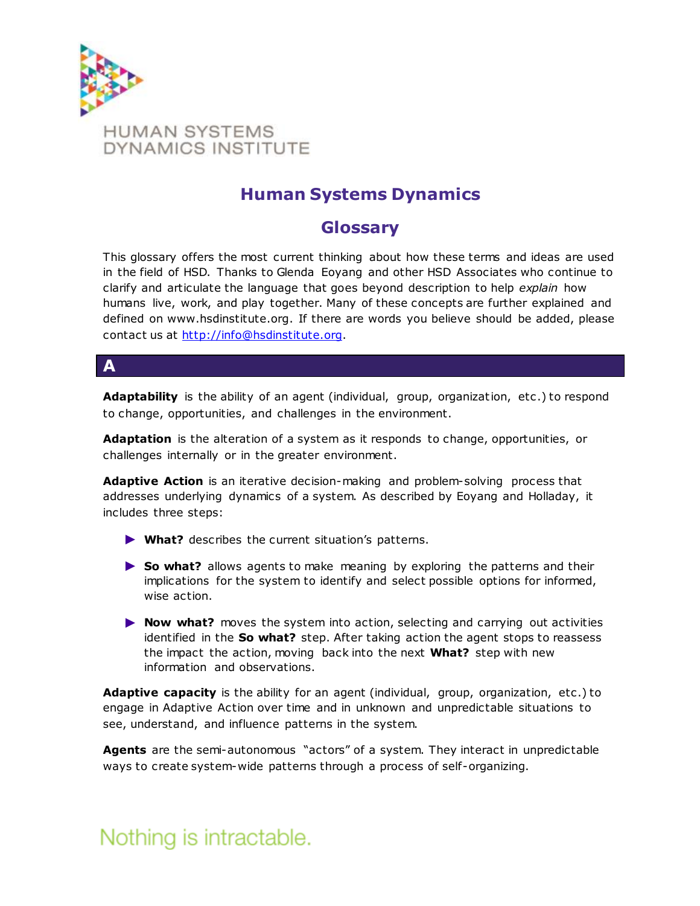HUMAN SYSTEMS DYNAMICS INSTITUTE

# Human Systems Dynamics

# Glossary

This glossary offers the most current thinking about how these terms and ideas are used in the field of HSD. Thanks to Glenda Eoyang and other HSD Associates who continue to clarify and articulate the language that goes beyond description to help *explain* how humans live, work, and play together. Many of these concepts are further explained and defined on www.hsdinstitute.org. If there are words you believe should be added, please contact us at [http://info@hsdinstitute.org](http://info@hsdinstitute.org).

## A

**Adaptability** is the ability of an agent (individual, group, organization, etc.) to respond to change, opportunities, and challenges in the environment.

**Adaptation** is the alteration of a system as it responds to change, opportunities, or challenges internally or in the greater environment.

**Adaptive Action** is an iterative decision-making and problem-solving process that addresses underlying dynamics of a system. As described by Eoyang and Holladay, it includes three steps:

- **What?** describes the current situation's patterns.
- **So what?** allows agents to make meaning by exploring the patterns and their implications for the system to identify and select possible options for informed, wise action.
- **Now what?** moves the system into action, selecting and carrying out activities identified in the **So what?** step. After taking action the agent stops to reassess the impact the action, moving back into the next **What?** step with new information and observations.

**Adaptive capacity** is the ability for an agent (individual, group, organization, etc.) to engage in Adaptive Action over time and in unknown and unpredictable situations to see, understand, and influence patterns in the system.

**Agents** are the semi-autonomous "actors" of a system. They interact in unpredictable ways to create system-wide patterns through a process of self-organizing.

Nothing is intractable.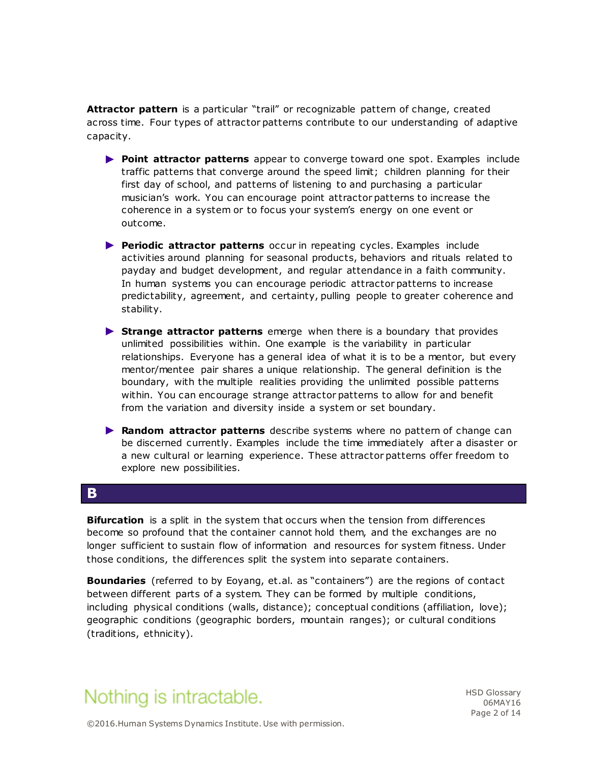**Attractor pattern** is a particular "trail" or recognizable pattern of change, created across time. Four types of attractor patterns contribute to our understanding of adaptive capacity.

- **Point attractor patterns** appear to converge toward one spot. Examples include traffic patterns that converge around the speed limit; children planning for their first day of school, and patterns of listening to and purchasing a particular musician's work. You can encourage point attractor patterns to increase the coherence in a system or to focus your system's energy on one event or outcome.
- **Periodic attractor patterns** occur in repeating cycles. Examples include activities around planning for seasonal products, behaviors and rituals related to payday and budget development, and regular attendance in a faith community. In human systems you can encourage periodic attractor patterns to increase predictability, agreement, and certainty, pulling people to greater coherence and stability.
- **Strange attractor patterns** emerge when there is a boundary that provides unlimited possibilities within. One example is the variability in particular relationships. Everyone has a general idea of what it is to be a mentor, but every mentor/mentee pair shares a unique relationship. The general definition is the boundary, with the multiple realities providing the unlimited possible patterns within. You can encourage strange attractor patterns to allow for and benefit from the variation and diversity inside a system or set boundary.
- **Random attractor patterns** describe systems where no pattern of change can be discerned currently. Examples include the time immediately after a disaster or a new cultural or learning experience. These attractor patterns offer freedom to explore new possibilities.

## B

**Bifurcation** is a split in the system that occurs when the tension from differences become so profound that the container cannot hold them, and the exchanges are no longer sufficient to sustain flow of information and resources for system fitness. Under those conditions, the differences split the system into separate containers.

**Boundaries** (referred to by Eoyang, et.al. as "containers") are the regions of contact between different parts of a system. They can be formed by multiple conditions, including physical conditions (walls, distance); conceptual conditions (affiliation, love); geographic conditions (geographic borders, mountain ranges); or cultural conditions (traditions, ethnicity).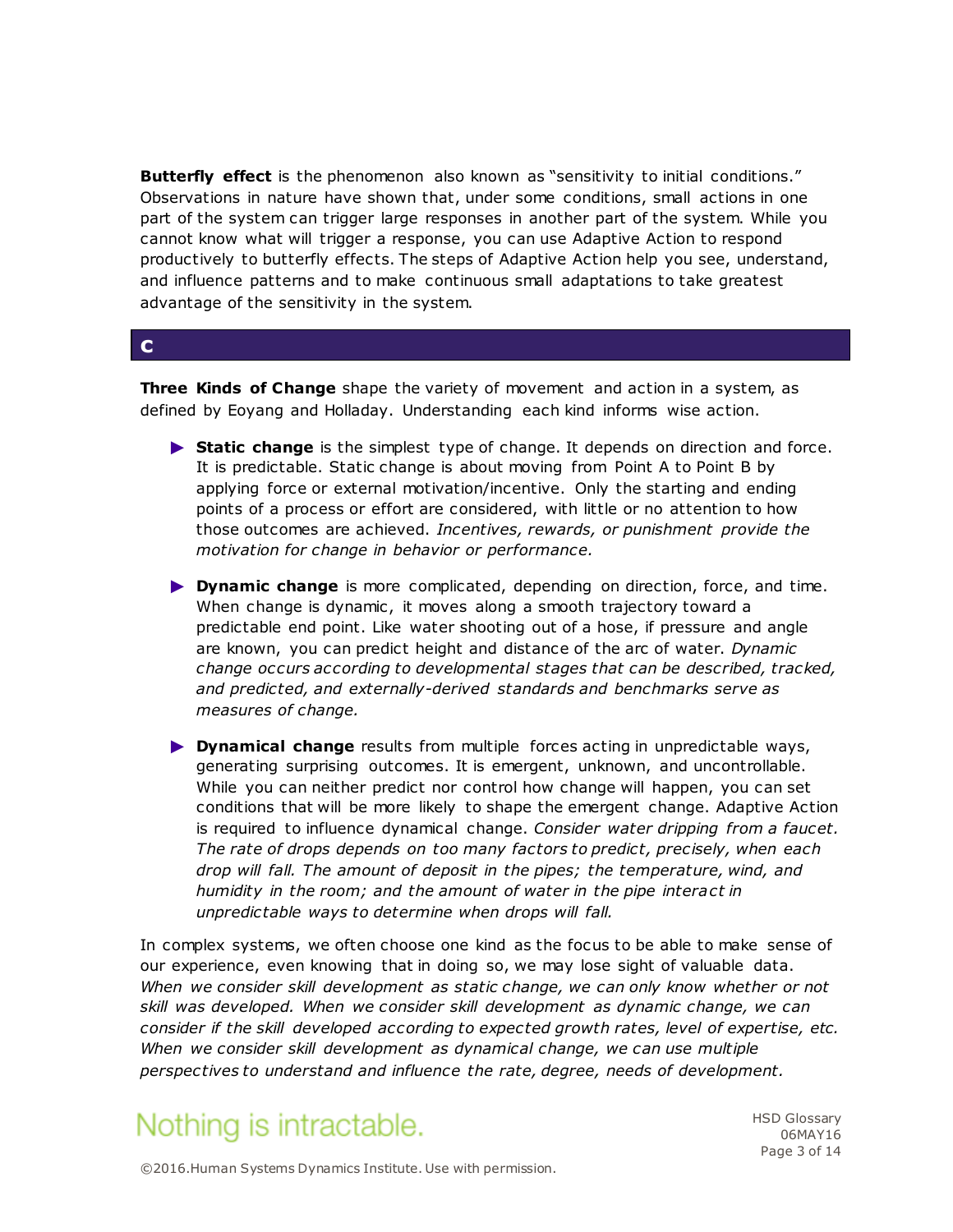**Butterfly effect** is the phenomenon also known as "sensitivity to initial conditions." Observations in nature have shown that, under some conditions, small actions in one part of the system can trigger large responses in another part of the system. While you cannot know what will trigger a response, you can use Adaptive Action to respond productively to butterfly effects. The steps of Adaptive Action help you see, understand, and influence patterns and to make continuous small adaptations to take greatest advantage of the sensitivity in the system.

## C

**Three Kinds of Change** shape the variety of movement and action in a system, as defined by Eoyang and Holladay. Understanding each kind informs wise action.

- **Static change** is the simplest type of change. It depends on direction and force. It is predictable. Static change is about moving from Point A to Point B by applying force or external motivation/incentive. Only the starting and ending points of a process or effort are considered, with little or no attention to how those outcomes are achieved. *Incentives, rewards, or punishment provide the motivation for change in behavior or performance.*

- **Dynamic change** is more complicated, depending on direction, force, and time. When change is dynamic, it moves along a smooth trajectory toward a predictable end point. Like water shooting out of a hose, if pressure and angle are known, you can predict height and distance of the arc of water. *Dynamic change occurs according to developmental stages that can be described, tracked, and predicted, and externally-derived standards and benchmarks serve as measures of change.*

- **Dynamical change** results from multiple forces acting in unpredictable ways, generating surprising outcomes. It is emergent, unknown, and uncontrollable. While you can neither predict nor control how change will happen, you can set conditions that will be more likely to shape the emergent change. Adaptive Action is required to influence dynamical change. *Consider water dripping from a faucet. The rate of drops depends on too many factors to predict, precisely, when each drop will fall. The amount of deposit in the pipes; the temperature, wind, and humidity in the room; and the amount of water in the pipe interact in unpredictable ways to determine when drops will fall.*

In complex systems, we often choose one kind as the focus to be able to make sense of our experience, even knowing that in doing so, we may lose sight of valuable data. *When we consider skill development as static change, we can only know whether or not skill was developed. When we consider skill development as dynamic change, we can consider if the skill developed according to expected growth rates, level of expertise, etc. When we consider skill development as dynamical change, we can use multiple perspectives to understand and influence the rate, degree, needs of development.*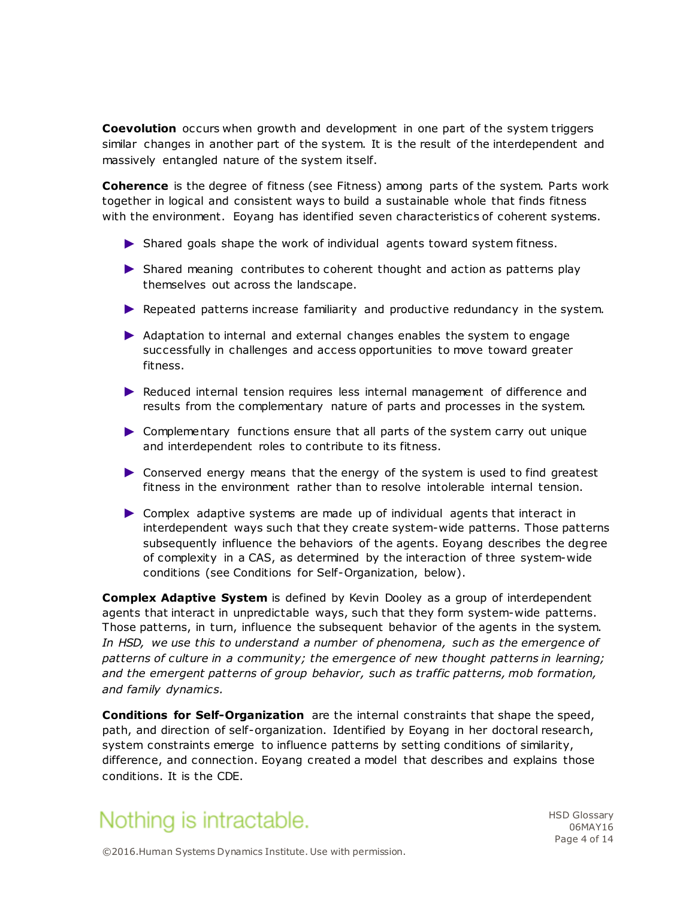**Coevolution** occurs when growth and development in one part of the system triggers similar changes in another part of the system. It is the result of the interdependent and massively entangled nature of the system itself.

**Coherence** is the degree of fitness (see Fitness) among parts of the system. Parts work together in logical and consistent ways to build a sustainable whole that finds fitness with the environment. Eoyang has identified seven characteristics of coherent systems.

- Shared goals shape the work of individual agents toward system fitness.
- Shared meaning contributes to coherent thought and action as patterns play themselves out across the landscape.
- Repeated patterns increase familiarity and productive redundancy in the system.
- Adaptation to internal and external changes enables the system to engage successfully in challenges and access opportunities to move toward greater fitness.
- Reduced internal tension requires less internal management of difference and results from the complementary nature of parts and processes in the system.
- Complementary functions ensure that all parts of the system carry out unique and interdependent roles to contribute to its fitness.
- Conserved energy means that the energy of the system is used to find greatest fitness in the environment rather than to resolve intolerable internal tension.
- Complex adaptive systems are made up of individual agents that interact in interdependent ways such that they create system-wide patterns. Those patterns subsequently influence the behaviors of the agents. Eoyang describes the degree of complexity in a CAS, as determined by the interaction of three system-wide conditions (see Conditions for Self-Organization, below).

**Complex Adaptive System** is defined by Kevin Dooley as a group of interdependent agents that interact in unpredictable ways, such that they form system-wide patterns. Those patterns, in turn, influence the subsequent behavior of the agents in the system. *In HSD, we use this to understand a number of phenomena, such as the emergence of patterns of culture in a community; the emergence of new thought patterns in learning; and the emergent patterns of group behavior, such as traffic patterns, mob formation, and family dynamics.*

**Conditions for Self-Organization** are the internal constraints that shape the speed, path, and direction of self-organization. Identified by Eoyang in her doctoral research, system constraints emerge to influence patterns by setting conditions of similarity, difference, and connection. Eoyang created a model that describes and explains those conditions. It is the CDE.

Nothing is intractable.

©2016.Human Systems Dynamics Institute. Use with permission.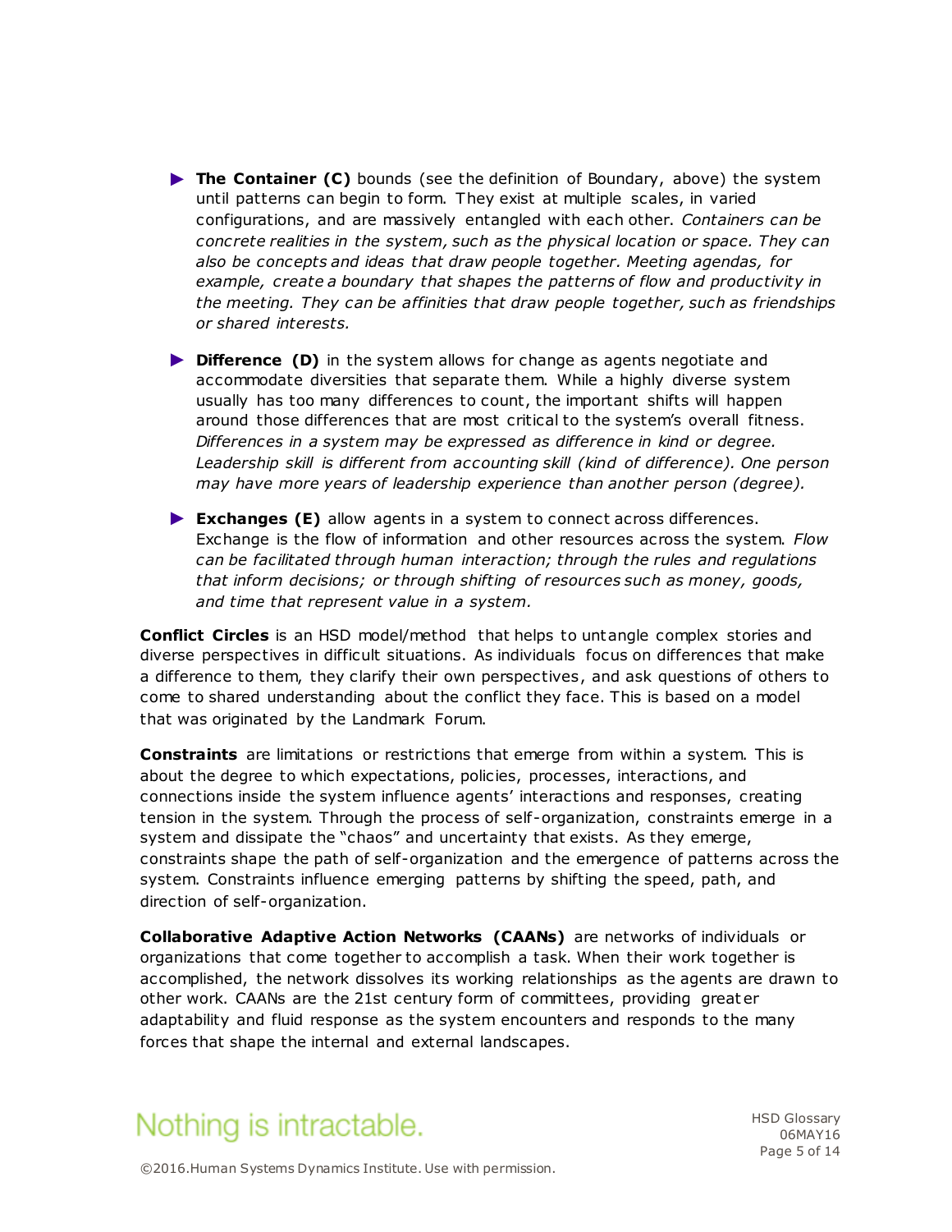- **The Container (C)** bounds (see the definition of Boundary, above) the system until patterns can begin to form. They exist at multiple scales, in varied configurations, and are massively entangled with each other. *Containers can be concrete realities in the system, such as the physical location or space. They can also be concepts and ideas that draw people together. Meeting agendas, for example, create a boundary that shapes the patterns of flow and productivity in the meeting. They can be affinities that draw people together, such as friendships or shared interests.*

- **Difference (D)** in the system allows for change as agents negotiate and accommodate diversities that separate them. While a highly diverse system usually has too many differences to count, the important shifts will happen around those differences that are most critical to the system's overall fitness. *Differences in a system may be expressed as difference in kind or degree. Leadership skill is different from accounting skill (kind of difference). One person may have more years of leadership experience than another person (degree).*

- **Exchanges (E)** allow agents in a system to connect across differences. Exchange is the flow of information and other resources across the system. *Flow can be facilitated through human interaction; through the rules and regulations that inform decisions; or through shifting of resources such as money, goods, and time that represent value in a system.*

**Conflict Circles** is an HSD model/method that helps to untangle complex stories and diverse perspectives in difficult situations. As individuals focus on differences that make a difference to them, they clarify their own perspectives, and ask questions of others to come to shared understanding about the conflict they face. This is based on a model that was originated by the Landmark Forum.

**Constraints** are limitations or restrictions that emerge from within a system. This is about the degree to which expectations, policies, processes, interactions, and connections inside the system influence agents' interactions and responses, creating tension in the system. Through the process of self-organization, constraints emerge in a system and dissipate the "chaos" and uncertainty that exists. As they emerge, constraints shape the path of self-organization and the emergence of patterns across the system. Constraints influence emerging patterns by shifting the speed, path, and direction of self-organization.

**Collaborative Adaptive Action Networks (CAANs)** are networks of individuals or organizations that come together to accomplish a task. When their work together is accomplished, the network dissolves its working relationships as the agents are drawn to other work. CAANs are the 21st century form of committees, providing greater adaptability and fluid response as the system encounters and responds to the many forces that shape the internal and external landscapes.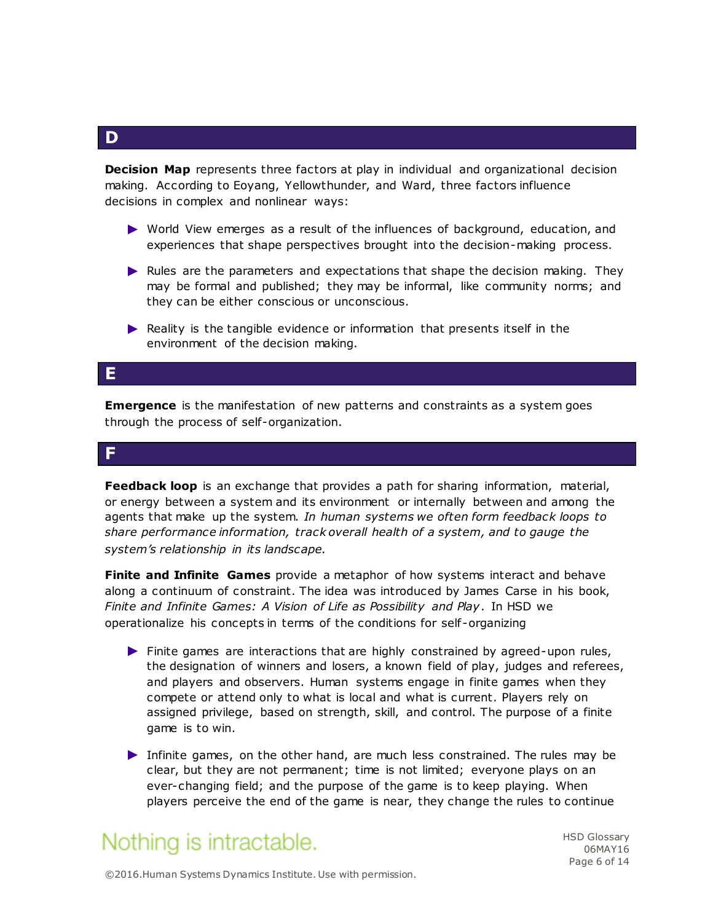## D

**Decision Map** represents three factors at play in individual and organizational decision making. According to Eoyang, Yellowthunder, and Ward, three factors influence decisions in complex and nonlinear ways:

- World View emerges as a result of the influences of background, education, and experiences that shape perspectives brought into the decision-making process.
- Rules are the parameters and expectations that shape the decision making. They may be formal and published; they may be informal, like community norms; and they can be either conscious or unconscious.
- Reality is the tangible evidence or information that presents itself in the environment of the decision making.

## E

**Emergence** is the manifestation of new patterns and constraints as a system goes through the process of self-organization.

## F

**Feedback loop** is an exchange that provides a path for sharing information, material, or energy between a system and its environment or internally between and among the agents that make up the system. *In human systems we often form feedback loops to share performance information, track overall health of a system, and to gauge the system's relationship in its landscape.*

**Finite and Infinite Games** provide a metaphor of how systems interact and behave along a continuum of constraint. The idea was introduced by James Carse in his book, *Finite and Infinite Games: A Vision of Life as Possibility and Play*. In HSD we operationalize his concepts in terms of the conditions for self-organizing

- Finite games are interactions that are highly constrained by agreed-upon rules, the designation of winners and losers, a known field of play, judges and referees, and players and observers. Human systems engage in finite games when they compete or attend only to what is local and what is current. Players rely on assigned privilege, based on strength, skill, and control. The purpose of a finite game is to win.
- Infinite games, on the other hand, are much less constrained. The rules may be clear, but they are not permanent; time is not limited; everyone plays on an ever-changing field; and the purpose of the game is to keep playing. When players perceive the end of the game is near, they change the rules to continue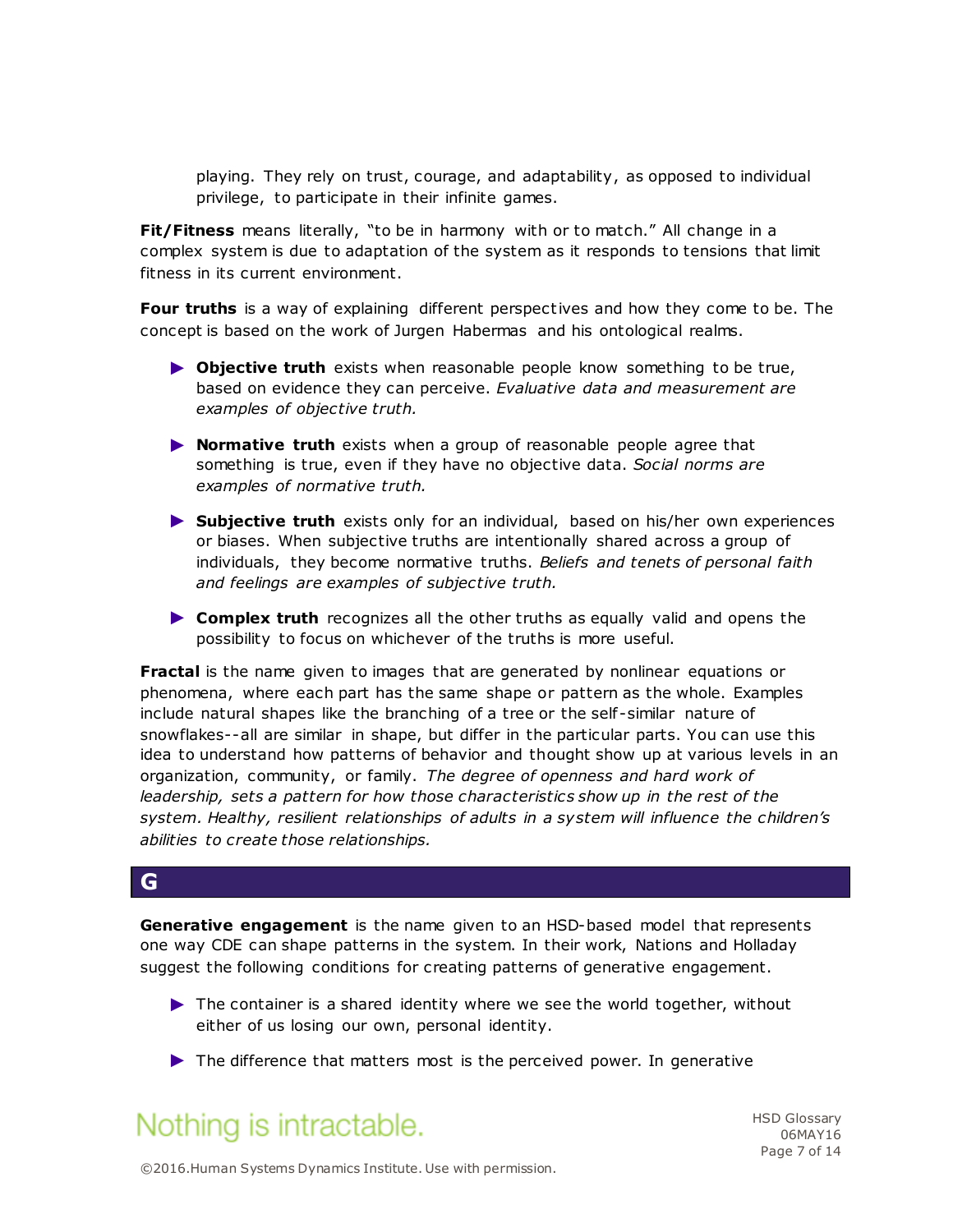playing. They rely on trust, courage, and adaptability, as opposed to individual privilege, to participate in their infinite games.

**Fit/Fitness** means literally, "to be in harmony with or to match." All change in a complex system is due to adaptation of the system as it responds to tensions that limit fitness in its current environment.

**Four truths** is a way of explaining different perspectives and how they come to be. The concept is based on the work of Jurgen Habermas and his ontological realms.

- **Objective truth** exists when reasonable people know something to be true, based on evidence they can perceive. *Evaluative data and measurement are examples of objective truth.*
- **Normative truth** exists when a group of reasonable people agree that something is true, even if they have no objective data. *Social norms are examples of normative truth.*
- **Subjective truth** exists only for an individual, based on his/her own experiences or biases. When subjective truths are intentionally shared across a group of individuals, they become normative truths. *Beliefs and tenets of personal faith and feelings are examples of subjective truth.*
- **Complex truth** recognizes all the other truths as equally valid and opens the possibility to focus on whichever of the truths is more useful.

**Fractal** is the name given to images that are generated by nonlinear equations or phenomena, where each part has the same shape or pattern as the whole. Examples include natural shapes like the branching of a tree or the self-similar nature of snowflakes--all are similar in shape, but differ in the particular parts. You can use this idea to understand how patterns of behavior and thought show up at various levels in an organization, community, or family. *The degree of openness and hard work of leadership, sets a pattern for how those characteristics show up in the rest of the system. Healthy, resilient relationships of adults in a system will influence the children's abilities to create those relationships.*

## G

**Generative engagement** is the name given to an HSD-based model that represents one way CDE can shape patterns in the system. In their work, Nations and Holladay suggest the following conditions for creating patterns of generative engagement.

- The container is a shared identity where we see the world together, without either of us losing our own, personal identity.
- The difference that matters most is the perceived power. In generative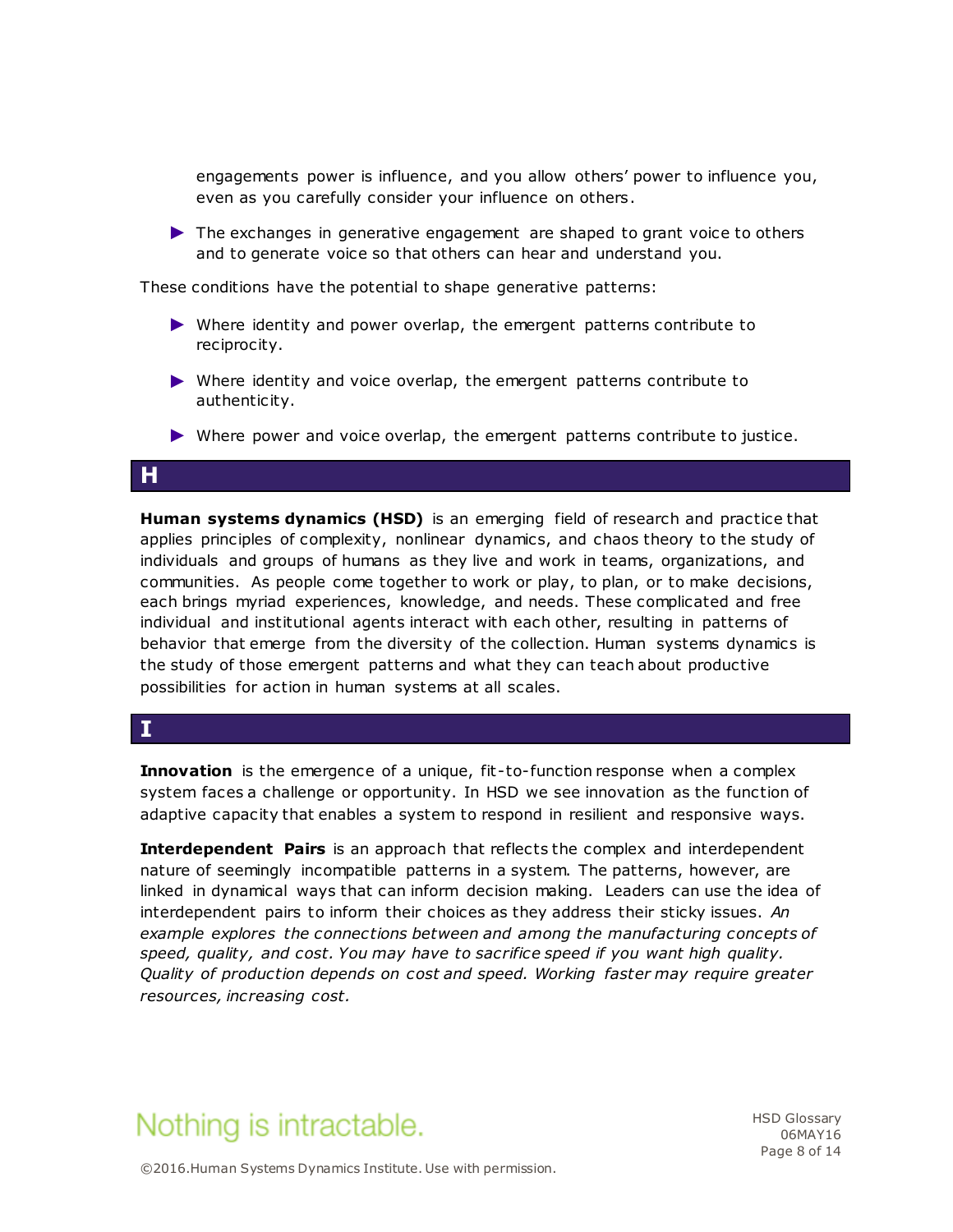engagements power is influence, and you allow others' power to influence you, even as you carefully consider your influence on others.

- The exchanges in generative engagement are shaped to grant voice to others and to generate voice so that others can hear and understand you.

These conditions have the potential to shape generative patterns:

- Where identity and power overlap, the emergent patterns contribute to reciprocity.
- Where identity and voice overlap, the emergent patterns contribute to authenticity.
- Where power and voice overlap, the emergent patterns contribute to justice.

## H

**Human systems dynamics (HSD)** is an emerging field of research and practice that applies principles of complexity, nonlinear dynamics, and chaos theory to the study of individuals and groups of humans as they live and work in teams, organizations, and communities. As people come together to work or play, to plan, or to make decisions, each brings myriad experiences, knowledge, and needs. These complicated and free individual and institutional agents interact with each other, resulting in patterns of behavior that emerge from the diversity of the collection. Human systems dynamics is the study of those emergent patterns and what they can teach about productive possibilities for action in human systems at all scales.

## I

**Innovation** is the emergence of a unique, fit-to-function response when a complex system faces a challenge or opportunity. In HSD we see innovation as the function of adaptive capacity that enables a system to respond in resilient and responsive ways.

**Interdependent Pairs** is an approach that reflects the complex and interdependent nature of seemingly incompatible patterns in a system. The patterns, however, are linked in dynamical ways that can inform decision making. Leaders can use the idea of interdependent pairs to inform their choices as they address their sticky issues. *An example explores the connections between and among the manufacturing concepts of speed, quality, and cost. You may have to sacrifice speed if you want high quality. Quality of production depends on cost and speed. Working faster may require greater resources, increasing cost.*

Nothing is intractable.

©2016.Human Systems Dynamics Institute. Use with permission.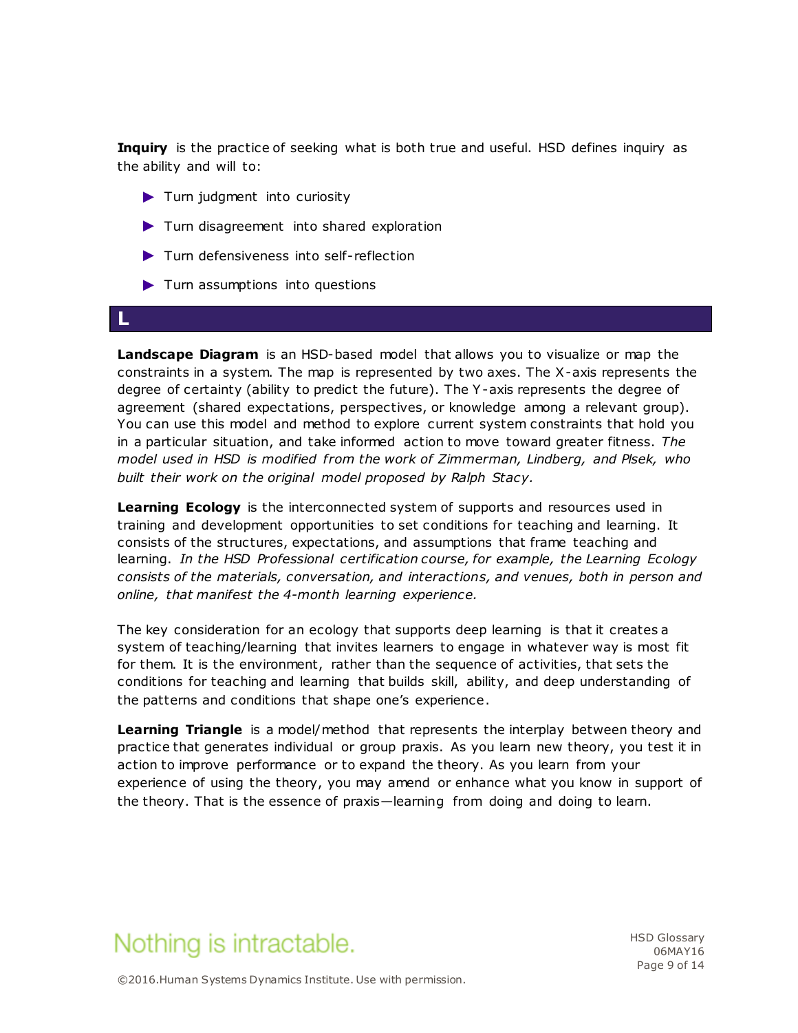**Inquiry** is the practice of seeking what is both true and useful. HSD defines inquiry as the ability and will to:

- Turn judgment into curiosity
- Turn disagreement into shared exploration
- Turn defensiveness into self-reflection
- Turn assumptions into questions

## L

**Landscape Diagram** is an HSD-based model that allows you to visualize or map the constraints in a system. The map is represented by two axes. The X-axis represents the degree of certainty (ability to predict the future). The Y-axis represents the degree of agreement (shared expectations, perspectives, or knowledge among a relevant group). You can use this model and method to explore current system constraints that hold you in a particular situation, and take informed action to move toward greater fitness. *The model used in HSD is modified from the work of Zimmerman, Lindberg, and Plsek, who built their work on the original model proposed by Ralph Stacy.*

**Learning Ecology** is the interconnected system of supports and resources used in training and development opportunities to set conditions for teaching and learning. It consists of the structures, expectations, and assumptions that frame teaching and learning. *In the HSD Professional certification course, for example, the Learning Ecology consists of the materials, conversation, and interactions, and venues, both in person and online, that manifest the 4-month learning experience.*

The key consideration for an ecology that supports deep learning is that it creates a system of teaching/learning that invites learners to engage in whatever way is most fit for them. It is the environment, rather than the sequence of activities, that sets the conditions for teaching and learning that builds skill, ability, and deep understanding of the patterns and conditions that shape one's experience.

**Learning Triangle** is a model/method that represents the interplay between theory and practice that generates individual or group praxis. As you learn new theory, you test it in action to improve performance or to expand the theory. As you learn from your experience of using the theory, you may amend or enhance what you know in support of the theory. That is the essence of praxis—learning from doing and doing to learn.

Nothing is intractable.

©2016.Human Systems Dynamics Institute. Use with permission.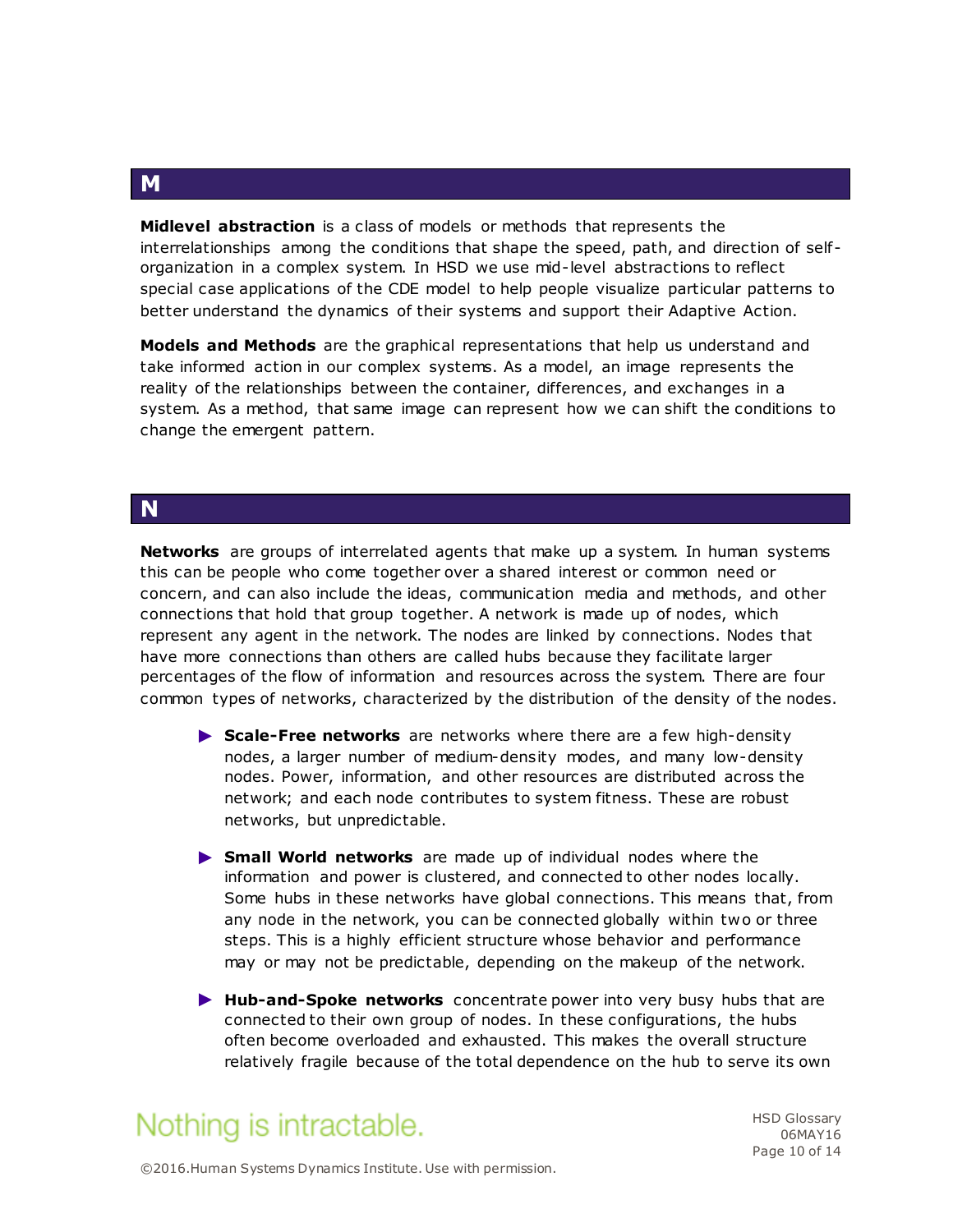## M

**Midlevel abstraction** is a class of models or methods that represents the interrelationships among the conditions that shape the speed, path, and direction of self-organization in a complex system. In HSD we use mid-level abstractions to reflect special case applications of the CDE model to help people visualize particular patterns to better understand the dynamics of their systems and support their Adaptive Action.

**Models and Methods** are the graphical representations that help us understand and take informed action in our complex systems. As a model, an image represents the reality of the relationships between the container, differences, and exchanges in a system. As a method, that same image can represent how we can shift the conditions to change the emergent pattern.

## N

**Networks** are groups of interrelated agents that make up a system. In human systems this can be people who come together over a shared interest or common need or concern, and can also include the ideas, communication media and methods, and other connections that hold that group together. A network is made up of nodes, which represent any agent in the network. The nodes are linked by connections. Nodes that have more connections than others are called hubs because they facilitate larger percentages of the flow of information and resources across the system. There are four common types of networks, characterized by the distribution of the density of the nodes.

- **Scale-Free networks** are networks where there are a few high-density nodes, a larger number of medium-density modes, and many low-density nodes. Power, information, and other resources are distributed across the network; and each node contributes to system fitness. These are robust networks, but unpredictable.
- **Small World networks** are made up of individual nodes where the information and power is clustered, and connected to other nodes locally. Some hubs in these networks have global connections. This means that, from any node in the network, you can be connected globally within two or three steps. This is a highly efficient structure whose behavior and performance may or may not be predictable, depending on the makeup of the network.
- **Hub-and-Spoke networks** concentrate power into very busy hubs that are connected to their own group of nodes. In these configurations, the hubs often become overloaded and exhausted. This makes the overall structure relatively fragile because of the total dependence on the hub to serve its own

Nothing is intractable.

©2016.Human Systems Dynamics Institute. Use with permission.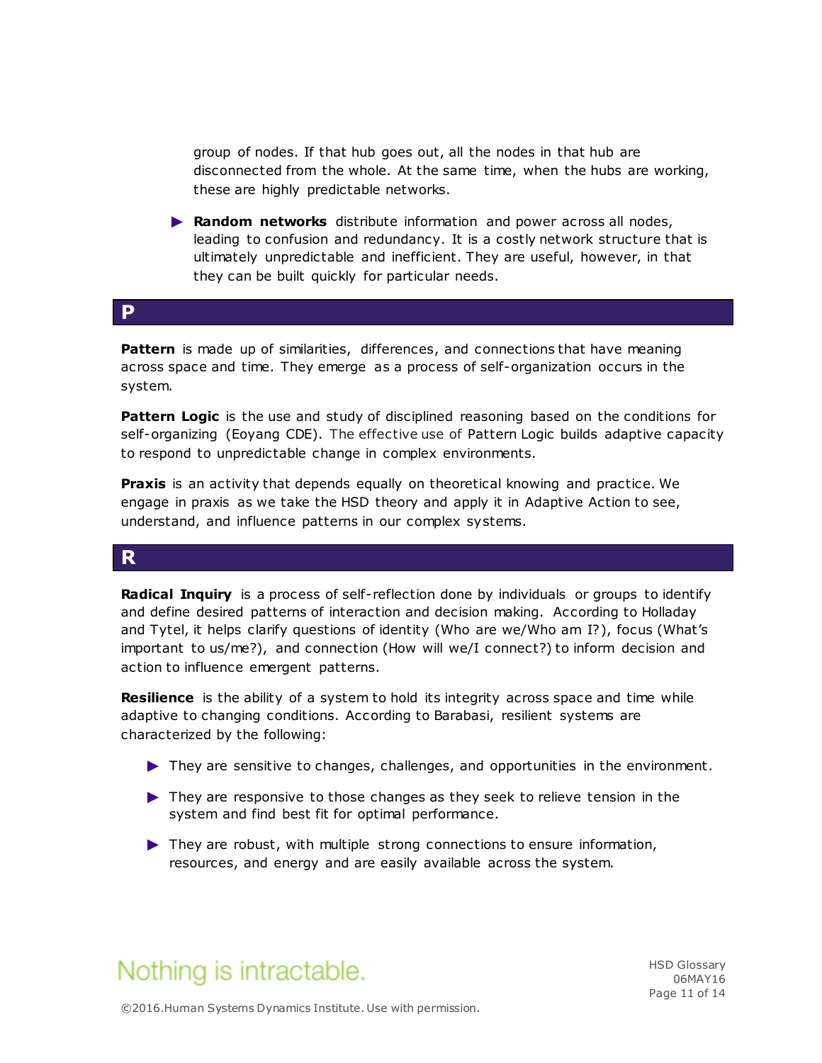group of nodes. If that hub goes out, all the nodes in that hub are disconnected from the whole. At the same time, when the hubs are working, these are highly predictable networks.

- **Random networks** distribute information and power across all nodes, leading to confusion and redundancy. It is a costly network structure that is ultimately unpredictable and inefficient. They are useful, however, in that they can be built quickly for particular needs.

## P

**Pattern** is made up of similarities, differences, and connections that have meaning across space and time. They emerge as a process of self-organization occurs in the system.

**Pattern Logic** is the use and study of disciplined reasoning based on the conditions for self-organizing (Eoyang CDE). The effective use of Pattern Logic builds adaptive capacity to respond to unpredictable change in complex environments.

**Praxis** is an activity that depends equally on theoretical knowing and practice. We engage in praxis as we take the HSD theory and apply it in Adaptive Action to see, understand, and influence patterns in our complex systems.

## R

**Radical Inquiry** is a process of self-reflection done by individuals or groups to identify and define desired patterns of interaction and decision making. According to Holladay and Tytel, it helps clarify questions of identity (Who are we/Who am I?), focus (What's important to us/me?), and connection (How will we/I connect?) to inform decision and action to influence emergent patterns.

**Resilience** is the ability of a system to hold its integrity across space and time while adaptive to changing conditions. According to Barabasi, resilient systems are characterized by the following:

- They are sensitive to changes, challenges, and opportunities in the environment.
- They are responsive to those changes as they seek to relieve tension in the system and find best fit for optimal performance.
- They are robust, with multiple strong connections to ensure information, resources, and energy and are easily available across the system.

Nothing is intractable.

©2016.Human Systems Dynamics Institute. Use with permission.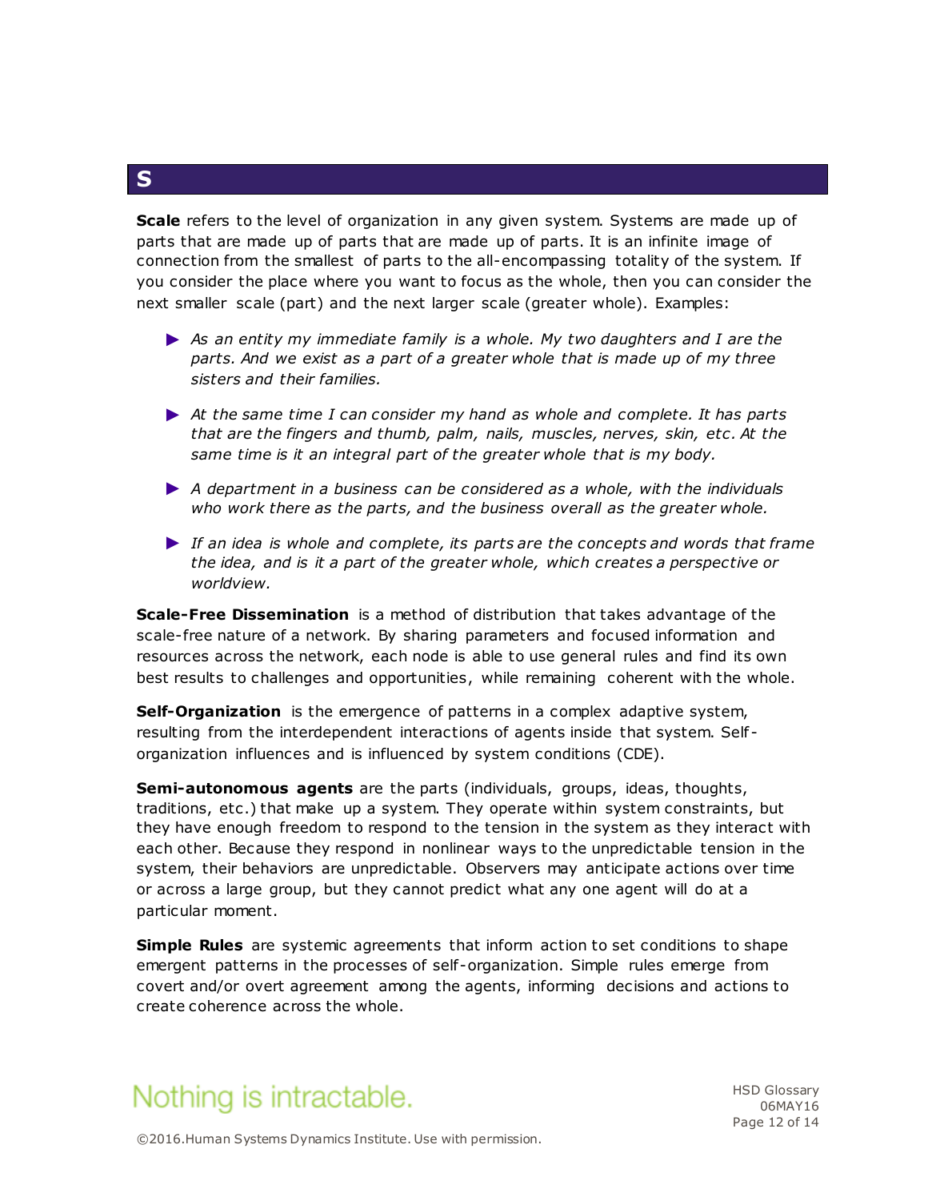# S

**Scale** refers to the level of organization in any given system. Systems are made up of parts that are made up of parts that are made up of parts. It is an infinite image of connection from the smallest of parts to the all-encompassing totality of the system. If you consider the place where you want to focus as the whole, then you can consider the next smaller scale (part) and the next larger scale (greater whole). Examples:

- *As an entity my immediate family is a whole. My two daughters and I are the parts. And we exist as a part of a greater whole that is made up of my three sisters and their families.*
- *At the same time I can consider my hand as whole and complete. It has parts that are the fingers and thumb, palm, nails, muscles, nerves, skin, etc. At the same time is it an integral part of the greater whole that is my body.*
- *A department in a business can be considered as a whole, with the individuals who work there as the parts, and the business overall as the greater whole.*
- *If an idea is whole and complete, its parts are the concepts and words that frame the idea, and is it a part of the greater whole, which creates a perspective or worldview.*

**Scale-Free Dissemination** is a method of distribution that takes advantage of the scale-free nature of a network. By sharing parameters and focused information and resources across the network, each node is able to use general rules and find its own best results to challenges and opportunities, while remaining coherent with the whole.

**Self-Organization** is the emergence of patterns in a complex adaptive system, resulting from the interdependent interactions of agents inside that system. Self-organization influences and is influenced by system conditions (CDE).

**Semi-autonomous agents** are the parts (individuals, groups, ideas, thoughts, traditions, etc.) that make up a system. They operate within system constraints, but they have enough freedom to respond to the tension in the system as they interact with each other. Because they respond in nonlinear ways to the unpredictable tension in the system, their behaviors are unpredictable. Observers may anticipate actions over time or across a large group, but they cannot predict what any one agent will do at a particular moment.

**Simple Rules** are systemic agreements that inform action to set conditions to shape emergent patterns in the processes of self-organization. Simple rules emerge from covert and/or overt agreement among the agents, informing decisions and actions to create coherence across the whole.

Nothing is intractable.

©2016.Human Systems Dynamics Institute. Use with permission.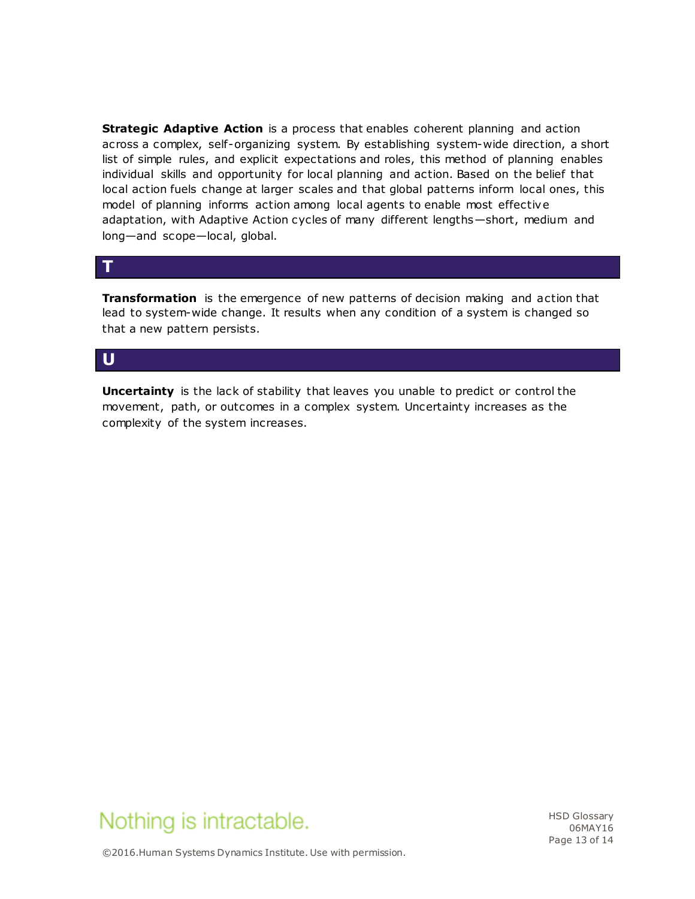**Strategic Adaptive Action** is a process that enables coherent planning and action across a complex, self-organizing system. By establishing system-wide direction, a short list of simple rules, and explicit expectations and roles, this method of planning enables individual skills and opportunity for local planning and action. Based on the belief that local action fuels change at larger scales and that global patterns inform local ones, this model of planning informs action among local agents to enable most effective adaptation, with Adaptive Action cycles of many different lengths—short, medium and long—and scope—local, global.

## T

**Transformation** is the emergence of new patterns of decision making and action that lead to system-wide change. It results when any condition of a system is changed so that a new pattern persists.

## U

**Uncertainty** is the lack of stability that leaves you unable to predict or control the movement, path, or outcomes in a complex system. Uncertainty increases as the complexity of the system increases.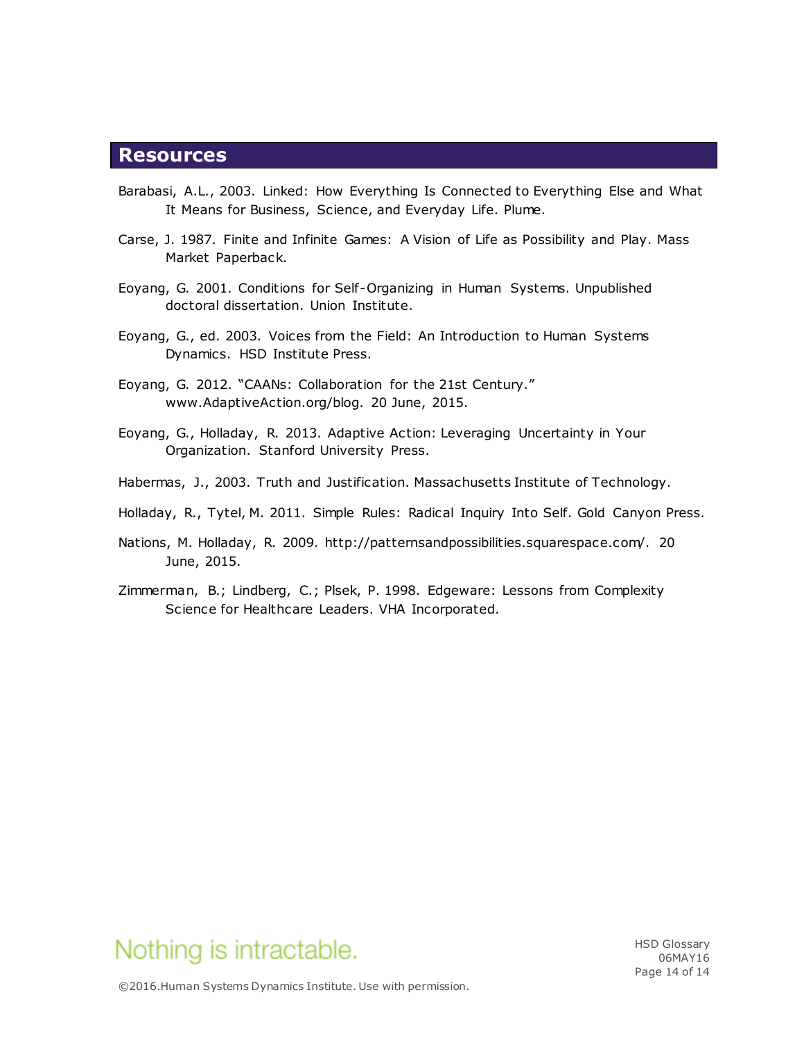## Resources

Barabasi, A.L., 2003. Linked: How Everything Is Connected to Everything Else and What It Means for Business, Science, and Everyday Life. Plume.

Carse, J. 1987. Finite and Infinite Games: A Vision of Life as Possibility and Play. Mass Market Paperback.

Eoyang, G. 2001. Conditions for Self-Organizing in Human Systems. Unpublished doctoral dissertation. Union Institute.

Eoyang, G., ed. 2003. Voices from the Field: An Introduction to Human Systems Dynamics. HSD Institute Press.

Eoyang, G. 2012. "CAANs: Collaboration for the 21st Century." www.AdaptiveAction.org/blog. 20 June, 2015.

Eoyang, G., Holladay, R. 2013. Adaptive Action: Leveraging Uncertainty in Your Organization. Stanford University Press.

Habermas, J., 2003. Truth and Justification. Massachusetts Institute of Technology.

Holladay, R., Tytel, M. 2011. Simple Rules: Radical Inquiry Into Self. Gold Canyon Press.

Nations, M. Holladay, R. 2009. http://patternsandpossibilities.squarespace.com/. 20 June, 2015.

Zimmerman, B.; Lindberg, C.; Plsek, P. 1998. Edgeware: Lessons from Complexity Science for Healthcare Leaders. VHA Incorporated.

Nothing is intractable.

©2016.Human Systems Dynamics Institute. Use with permission.